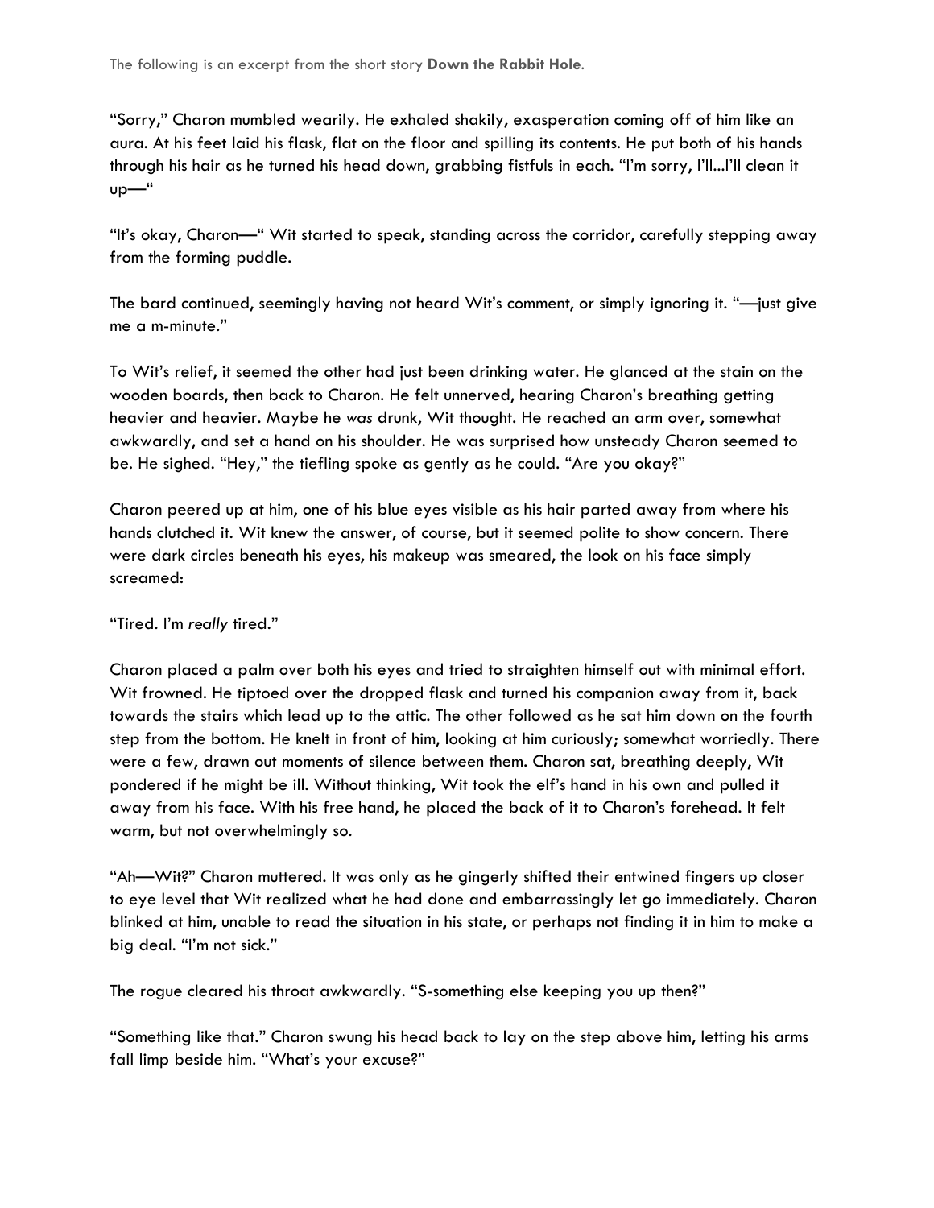The following is an excerpt from the short story **Down the Rabbit Hole**.

"Sorry," Charon mumbled wearily. He exhaled shakily, exasperation coming off of him like an aura. At his feet laid his flask, flat on the floor and spilling its contents. He put both of his hands through his hair as he turned his head down, grabbing fistfuls in each. "I'm sorry, I'll...I'll clean it up—"

"It's okay, Charon—" Wit started to speak, standing across the corridor, carefully stepping away from the forming puddle.

The bard continued, seemingly having not heard Wit's comment, or simply ignoring it. "—just give me a m-minute."

To Wit's relief, it seemed the other had just been drinking water. He glanced at the stain on the wooden boards, then back to Charon. He felt unnerved, hearing Charon's breathing getting heavier and heavier. Maybe he *was* drunk, Wit thought. He reached an arm over, somewhat awkwardly, and set a hand on his shoulder. He was surprised how unsteady Charon seemed to be. He sighed. "Hey," the tiefling spoke as gently as he could. "Are you okay?"

Charon peered up at him, one of his blue eyes visible as his hair parted away from where his hands clutched it. Wit knew the answer, of course, but it seemed polite to show concern. There were dark circles beneath his eyes, his makeup was smeared, the look on his face simply screamed:

"Tired. I'm *really* tired."

Charon placed a palm over both his eyes and tried to straighten himself out with minimal effort. Wit frowned. He tiptoed over the dropped flask and turned his companion away from it, back towards the stairs which lead up to the attic. The other followed as he sat him down on the fourth step from the bottom. He knelt in front of him, looking at him curiously; somewhat worriedly. There were a few, drawn out moments of silence between them. Charon sat, breathing deeply, Wit pondered if he might be ill. Without thinking, Wit took the elf's hand in his own and pulled it away from his face. With his free hand, he placed the back of it to Charon's forehead. It felt warm, but not overwhelmingly so.

"Ah—Wit?" Charon muttered. It was only as he gingerly shifted their entwined fingers up closer to eye level that Wit realized what he had done and embarrassingly let go immediately. Charon blinked at him, unable to read the situation in his state, or perhaps not finding it in him to make a big deal. "I'm not sick."

The rogue cleared his throat awkwardly. "S-something else keeping you up then?"

"Something like that." Charon swung his head back to lay on the step above him, letting his arms fall limp beside him. "What's your excuse?"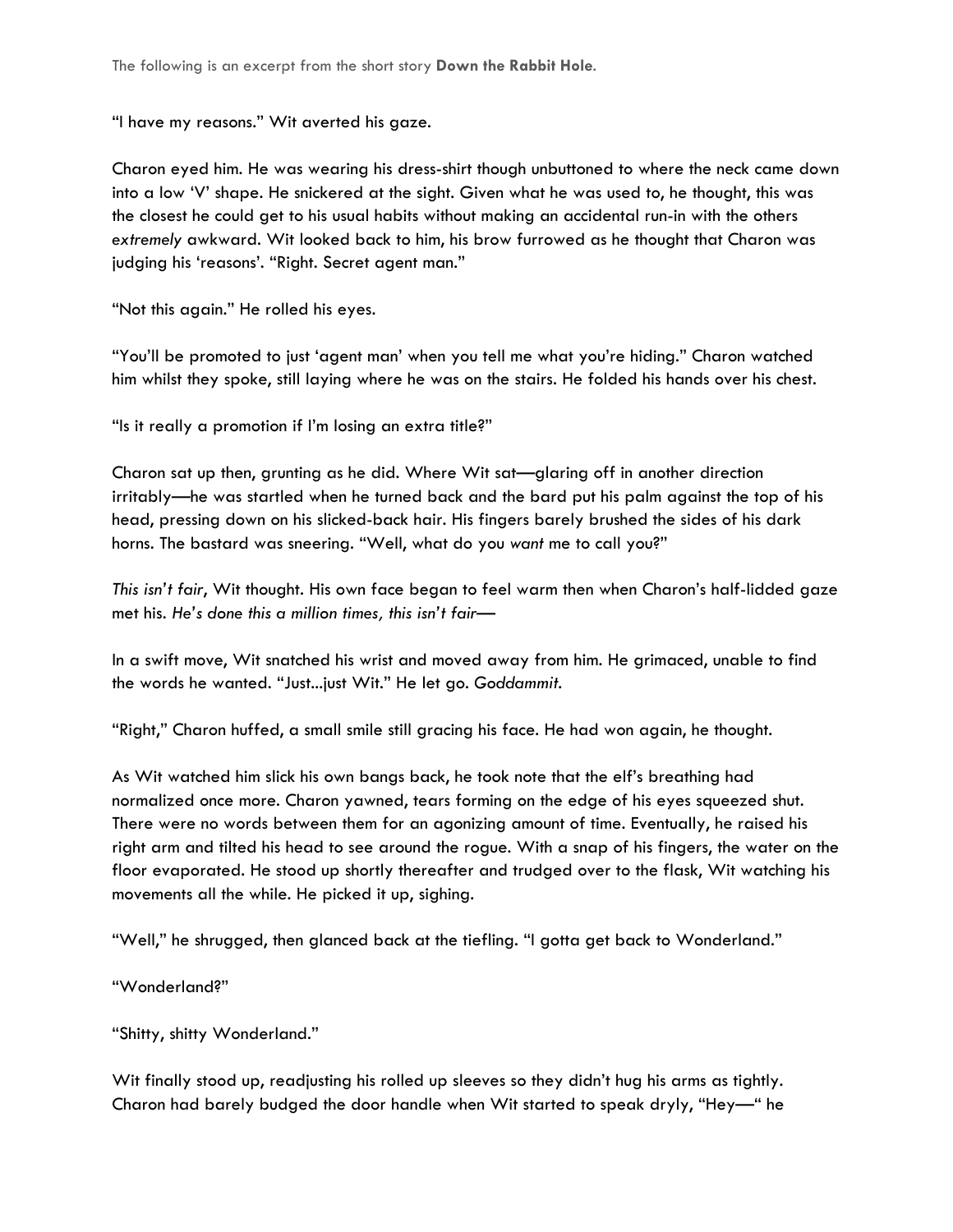The following is an excerpt from the short story **Down the Rabbit Hole**.

"I have my reasons." Wit averted his gaze.

Charon eyed him. He was wearing his dress-shirt though unbuttoned to where the neck came down into a low 'V' shape. He snickered at the sight. Given what he was used to, he thought, this was the closest he could get to his usual habits without making an accidental run-in with the others *extremely* awkward. Wit looked back to him, his brow furrowed as he thought that Charon was judging his 'reasons'. "Right. Secret agent man."

"Not this again." He rolled his eyes.

"You'll be promoted to just 'agent man' when you tell me what you're hiding." Charon watched him whilst they spoke, still laying where he was on the stairs. He folded his hands over his chest.

"Is it really a promotion if I'm losing an extra title?"

Charon sat up then, grunting as he did. Where Wit sat—glaring off in another direction irritably—he was startled when he turned back and the bard put his palm against the top of his head, pressing down on his slicked-back hair. His fingers barely brushed the sides of his dark horns. The bastard was sneering. "Well, what do you *want* me to call you?"

*This isn't fair*, Wit thought. His own face began to feel warm then when Charon's half-lidded gaze met his. *He's done this a million times, this isn't fair—*

In a swift move, Wit snatched his wrist and moved away from him. He grimaced, unable to find the words he wanted. "Just...just Wit." He let go. *Goddammit.*

"Right," Charon huffed, a small smile still gracing his face. He had won again, he thought.

As Wit watched him slick his own bangs back, he took note that the elf's breathing had normalized once more. Charon yawned, tears forming on the edge of his eyes squeezed shut. There were no words between them for an agonizing amount of time. Eventually, he raised his right arm and tilted his head to see around the rogue. With a snap of his fingers, the water on the floor evaporated. He stood up shortly thereafter and trudged over to the flask, Wit watching his movements all the while. He picked it up, sighing.

"Well," he shrugged, then glanced back at the tiefling. "I gotta get back to Wonderland."

"Wonderland?"

"Shitty, shitty Wonderland."

Wit finally stood up, readjusting his rolled up sleeves so they didn't hug his arms as tightly. Charon had barely budged the door handle when Wit started to speak dryly, "Hey—" he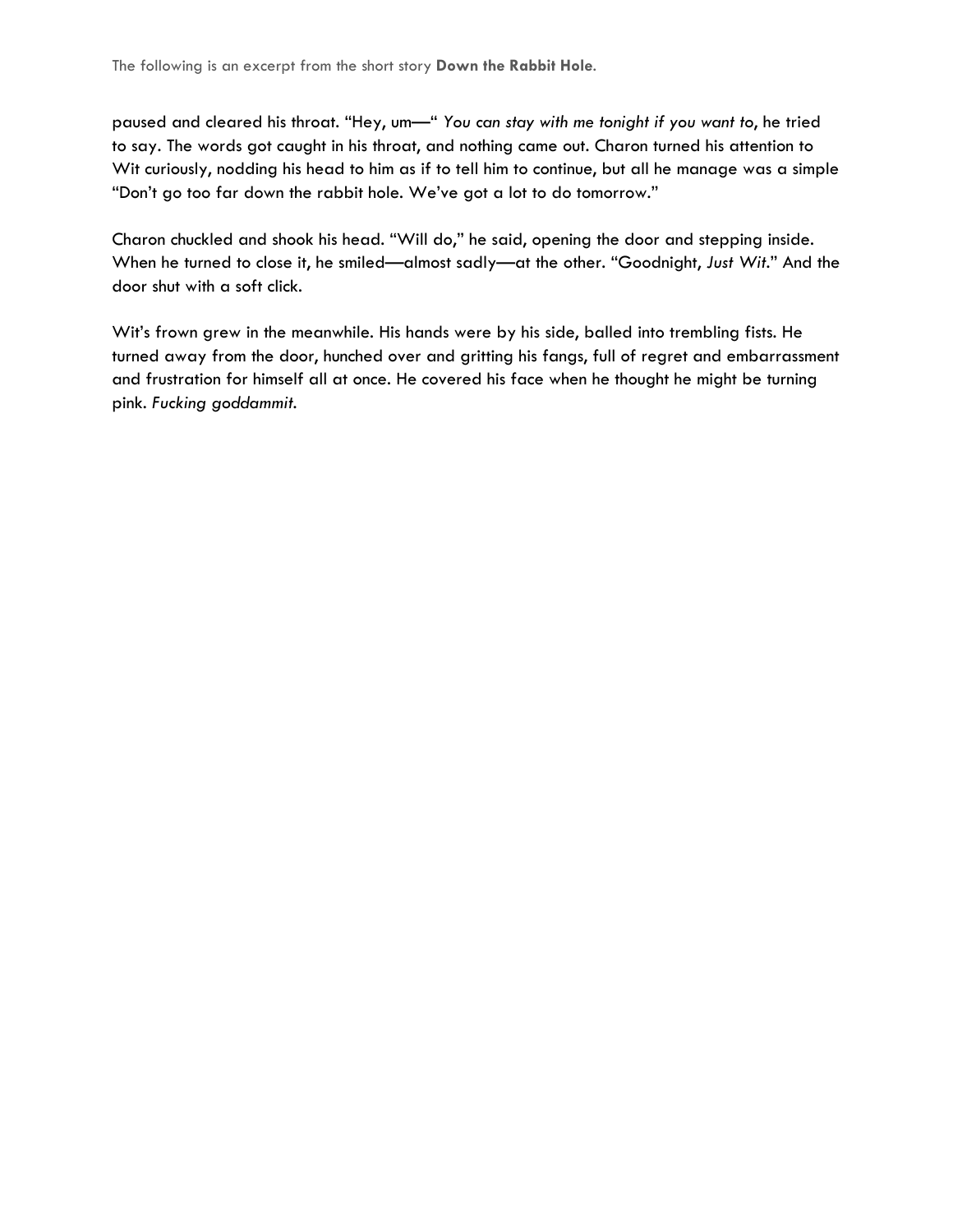paused and cleared his throat. "Hey, um—" *You can stay with me tonight if you want to*, he tried to say. The words got caught in his throat, and nothing came out. Charon turned his attention to Wit curiously, nodding his head to him as if to tell him to continue, but all he manage was a simple "Don't go too far down the rabbit hole. We've got a lot to do tomorrow."

Charon chuckled and shook his head. "Will do," he said, opening the door and stepping inside. When he turned to close it, he smiled—almost sadly—at the other. "Goodnight, *Just Wit*." And the door shut with a soft click.

Wit's frown grew in the meanwhile. His hands were by his side, balled into trembling fists. He turned away from the door, hunched over and gritting his fangs, full of regret and embarrassment and frustration for himself all at once. He covered his face when he thought he might be turning pink. *Fucking goddammit*.